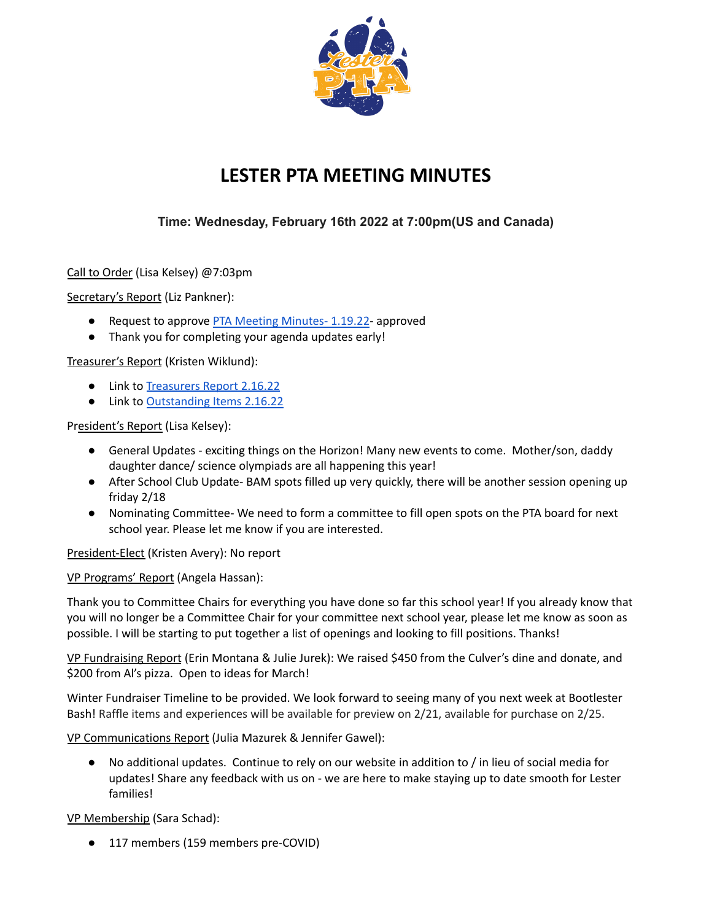# LESTER PTA MEETING MINUTES

### Time: Wednesday, February 16th 2022 at 7:00pm(US and Canada)

Call to Order (Lisa Kelsey) @7:03pm

Secretary's Report (Liz Pankner):

- Request to approve PTA Meeting Minutes- 1.19.22- approved
- Thank you for completing your agenda updates early!

Treasurer's Report (Kristen Wiklund):

- Link to Treasurers Report 2.16.22
- Link to Outstanding Items 2.16.22

President's Report (Lisa Kelsey):

- General Updates - exciting things on the Horizon! Many new events to come. Mother/son, daddy daughter dance/ science olympiads are all happening this year!
- After School Club Update- BAM spots filled up very quickly, there will be another session opening up friday 2/18
- Nominating Committee- We need to form a committee to fill open spots on the PTA board for next school year. Please let me know if you are interested.

President-Elect (Kristen Avery): No report

VP Programs' Report (Angela Hassan):

Thank you to Committee Chairs for everything you have done so far this school year! If you already know that you will no longer be a Committee Chair for your committee next school year, please let me know as soon as possible. I will be starting to put together a list of openings and looking to fill positions. Thanks!

VP Fundraising Report (Erin Montana & Julie Jurek): We raised $450 from the Culver's dine and donate, and $200 from Al's pizza. Open to ideas for March!

Winter Fundraiser Timeline to be provided. We look forward to seeing many of you next week at Bootlester Bash! Raffle items and experiences will be available for preview on 2/21, available for purchase on 2/25.

VP Communications Report (Julia Mazurek & Jennifer Gawel):

- No additional updates. Continue to rely on our website in addition to / in lieu of social media for updates! Share any feedback with us on - we are here to make staying up to date smooth for Lester families!

VP Membership (Sara Schad):

- 117 members (159 members pre-COVID)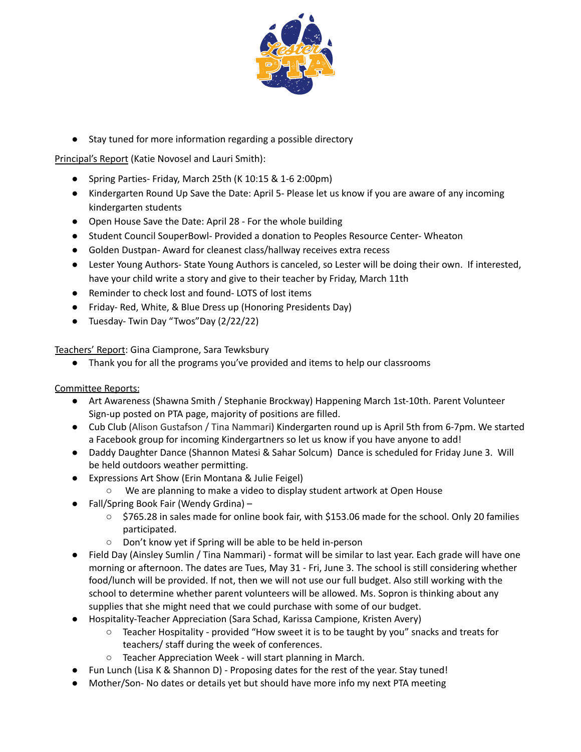- Stay tuned for more information regarding a possible directory

Principal's Report (Katie Novosel and Lauri Smith):

- Spring Parties- Friday, March 25th (K 10:15 & 1-6 2:00pm)
- Kindergarten Round Up Save the Date: April 5- Please let us know if you are aware of any incoming kindergarten students
- Open House Save the Date: April 28 - For the whole building
- Student Council SouperBowl- Provided a donation to Peoples Resource Center- Wheaton
- Golden Dustpan- Award for cleanest class/hallway receives extra recess
- Lester Young Authors- State Young Authors is canceled, so Lester will be doing their own. If interested, have your child write a story and give to their teacher by Friday, March 11th
- Reminder to check lost and found- LOTS of lost items
- Friday- Red, White, & Blue Dress up (Honoring Presidents Day)
- Tuesday- Twin Day "Twos"Day (2/22/22)

Teachers' Report: Gina Ciamprone, Sara Tewksbury

- Thank you for all the programs you've provided and items to help our classrooms

Committee Reports:

- Art Awareness (Shawna Smith / Stephanie Brockway) Happening March 1st-10th. Parent Volunteer Sign-up posted on PTA page, majority of positions are filled.
- Cub Club (Alison Gustafson / Tina Nammari) Kindergarten round up is April 5th from 6-7pm. We started a Facebook group for incoming Kindergartners so let us know if you have anyone to add!
- Daddy Daughter Dance (Shannon Matesi & Sahar Solcum) Dance is scheduled for Friday June 3. Will be held outdoors weather permitting.
- Expressions Art Show (Erin Montana & Julie Feigel)
  - We are planning to make a video to display student artwork at Open House
- Fall/Spring Book Fair (Wendy Grdina) –
  - $765.28 in sales made for online book fair, with $153.06 made for the school. Only 20 families participated.
  - Don't know yet if Spring will be able to be held in-person
- Field Day (Ainsley Sumlin / Tina Nammari) - format will be similar to last year. Each grade will have one morning or afternoon. The dates are Tues, May 31 - Fri, June 3. The school is still considering whether food/lunch will be provided. If not, then we will not use our full budget. Also still working with the school to determine whether parent volunteers will be allowed. Ms. Sopron is thinking about any supplies that she might need that we could purchase with some of our budget.
- Hospitality-Teacher Appreciation (Sara Schad, Karissa Campione, Kristen Avery)
  - Teacher Hospitality - provided "How sweet it is to be taught by you" snacks and treats for teachers/ staff during the week of conferences.
  - Teacher Appreciation Week - will start planning in March.
- Fun Lunch (Lisa K & Shannon D) - Proposing dates for the rest of the year. Stay tuned!
- Mother/Son- No dates or details yet but should have more info my next PTA meeting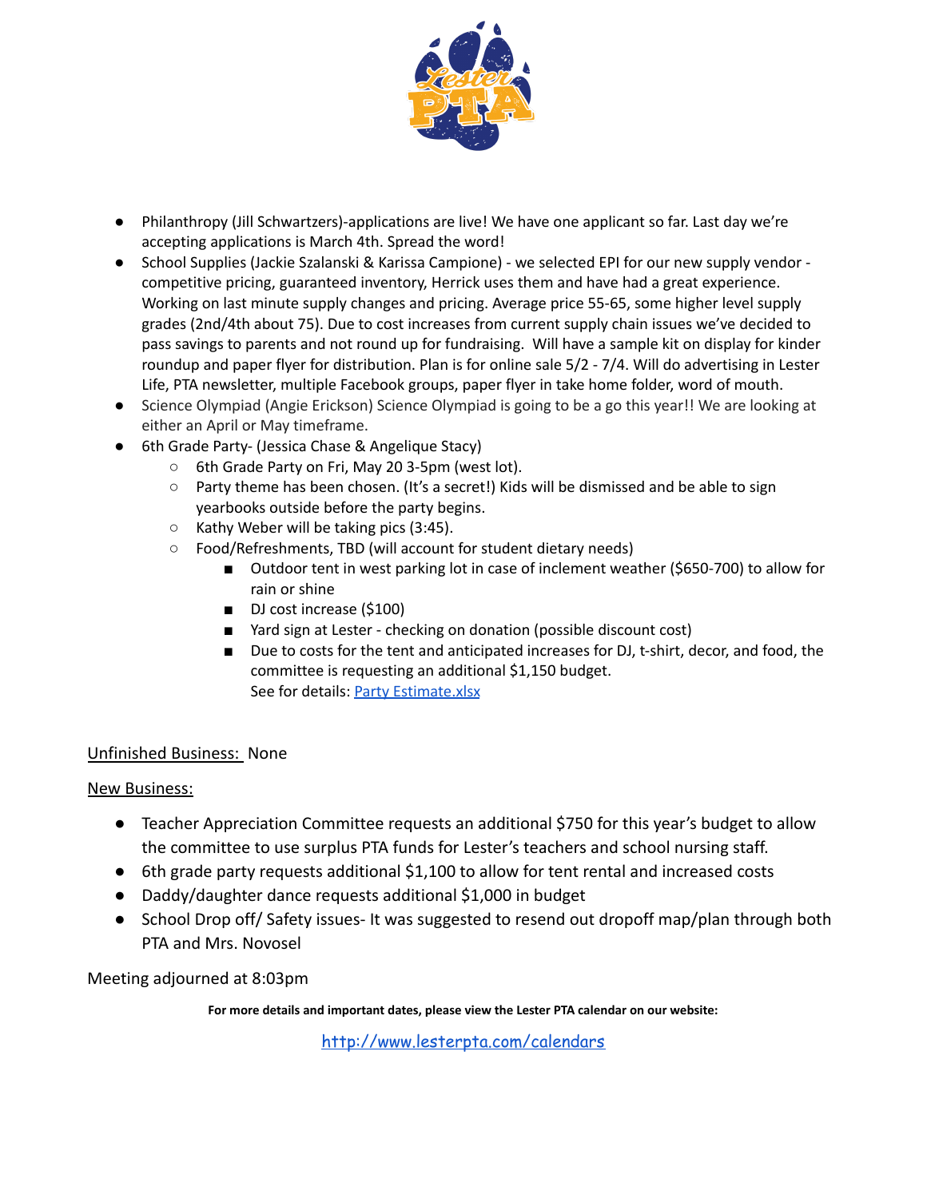- Philanthropy (Jill Schwartzers)-applications are live! We have one applicant so far. Last day we're accepting applications is March 4th. Spread the word!
- School Supplies (Jackie Szalanski & Karissa Campione) - we selected EPI for our new supply vendor - competitive pricing, guaranteed inventory, Herrick uses them and have had a great experience. Working on last minute supply changes and pricing. Average price 55-65, some higher level supply grades (2nd/4th about 75). Due to cost increases from current supply chain issues we've decided to pass savings to parents and not round up for fundraising. Will have a sample kit on display for kinder roundup and paper flyer for distribution. Plan is for online sale 5/2 - 7/4. Will do advertising in Lester Life, PTA newsletter, multiple Facebook groups, paper flyer in take home folder, word of mouth.
- Science Olympiad (Angie Erickson) Science Olympiad is going to be a go this year!! We are looking at either an April or May timeframe.
- 6th Grade Party- (Jessica Chase & Angelique Stacy)
  - 6th Grade Party on Fri, May 20 3-5pm (west lot).
  - Party theme has been chosen. (It's a secret!) Kids will be dismissed and be able to sign yearbooks outside before the party begins.
  - Kathy Weber will be taking pics (3:45).
  - Food/Refreshments, TBD (will account for student dietary needs)
    - Outdoor tent in west parking lot in case of inclement weather ($650-700) to allow for rain or shine
    - DJ cost increase ($100)
    - Yard sign at Lester - checking on donation (possible discount cost)
    - Due to costs for the tent and anticipated increases for DJ, t-shirt, decor, and food, the committee is requesting an additional $1,150 budget.
      See for details: [Party Estimate.xlsx]

<u>Unfinished Business:</u> None

<u>New Business:</u>

- Teacher Appreciation Committee requests an additional $750 for this year's budget to allow the committee to use surplus PTA funds for Lester's teachers and school nursing staff.
- 6th grade party requests additional $1,100 to allow for tent rental and increased costs
- Daddy/daughter dance requests additional $1,000 in budget
- School Drop off/ Safety issues- It was suggested to resend out dropoff map/plan through both PTA and Mrs. Novosel

Meeting adjourned at 8:03pm

**For more details and important dates, please view the Lester PTA calendar on our website:**

http://www.lesterpta.com/calendars